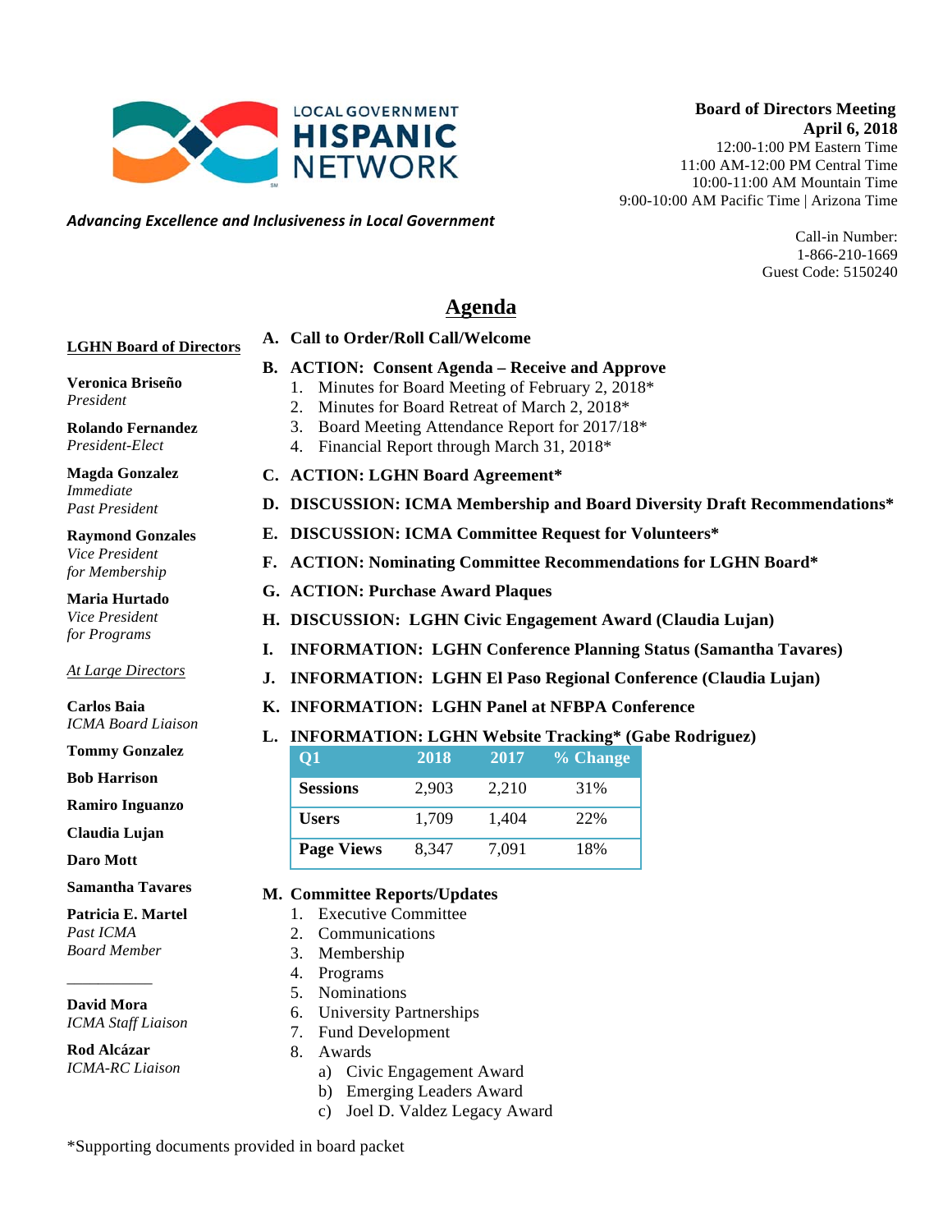LOCAL GOVERNMENT
**HISPANIC**
NETWORK

***Advancing Excellence and Inclusiveness in Local Government***

**Board of Directors Meeting**
**April 6, 2018**
12:00-1:00 PM Eastern Time
11:00 AM-12:00 PM Central Time
10:00-11:00 AM Mountain Time
9:00-10:00 AM Pacific Time | Arizona Time

Call-in Number:
1-866-210-1669
Guest Code: 5150240

# Agenda

**LGHN Board of Directors**

**Veronica Briseño**
*President*

**Rolando Fernandez**
*President-Elect*

**Magda Gonzalez**
*Immediate Past President*

**Raymond Gonzales**
*Vice President for Membership*

**Maria Hurtado**
*Vice President for Programs*

*At Large Directors*

**Carlos Baia**
*ICMA Board Liaison*

**Tommy Gonzalez**

**Bob Harrison**

**Ramiro Inguanzo**

**Claudia Lujan**

**Daro Mott**

**Samantha Tavares**

**Patricia E. Martel**
*Past ICMA Board Member*

---

**David Mora**
*ICMA Staff Liaison*

**Rod Alcázar**
*ICMA-RC Liaison*

**A. Call to Order/Roll Call/Welcome**

**B. ACTION: Consent Agenda – Receive and Approve**
1. Minutes for Board Meeting of February 2, 2018*
2. Minutes for Board Retreat of March 2, 2018*
3. Board Meeting Attendance Report for 2017/18*
4. Financial Report through March 31, 2018*

**C. ACTION: LGHN Board Agreement***

**D. DISCUSSION: ICMA Membership and Board Diversity Draft Recommendations***

**E. DISCUSSION: ICMA Committee Request for Volunteers***

**F. ACTION: Nominating Committee Recommendations for LGHN Board***

**G. ACTION: Purchase Award Plaques**

**H. DISCUSSION: LGHN Civic Engagement Award (Claudia Lujan)**

**I. INFORMATION: LGHN Conference Planning Status (Samantha Tavares)**

**J. INFORMATION: LGHN El Paso Regional Conference (Claudia Lujan)**

**K. INFORMATION: LGHN Panel at NFBPA Conference**

**L. INFORMATION: LGHN Website Tracking* (Gabe Rodriguez)**

| Q1 | 2018 | 2017 | % Change |
|---|---|---|---|
| **Sessions** | 2,903 | 2,210 | 31% |
| **Users** | 1,709 | 1,404 | 22% |
| **Page Views** | 8,347 | 7,091 | 18% |

**M. Committee Reports/Updates**
1. Executive Committee
2. Communications
3. Membership
4. Programs
5. Nominations
6. University Partnerships
7. Fund Development
8. Awards
   a) Civic Engagement Award
   b) Emerging Leaders Award
   c) Joel D. Valdez Legacy Award

*Supporting documents provided in board packet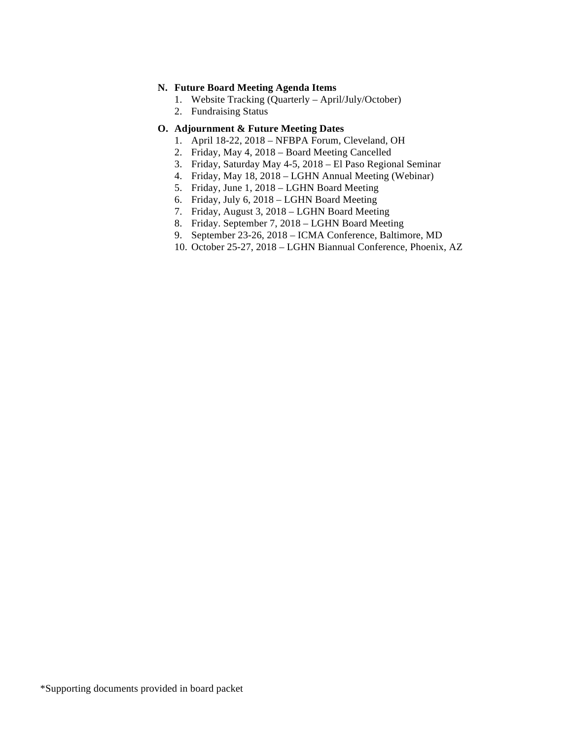**N. Future Board Meeting Agenda Items**

1. Website Tracking (Quarterly – April/July/October)
2. Fundraising Status

**O. Adjournment & Future Meeting Dates**

1. April 18-22, 2018 – NFBPA Forum, Cleveland, OH
2. Friday, May 4, 2018 – Board Meeting Cancelled
3. Friday, Saturday May 4-5, 2018 – El Paso Regional Seminar
4. Friday, May 18, 2018 – LGHN Annual Meeting (Webinar)
5. Friday, June 1, 2018 – LGHN Board Meeting
6. Friday, July 6, 2018 – LGHN Board Meeting
7. Friday, August 3, 2018 – LGHN Board Meeting
8. Friday. September 7, 2018 – LGHN Board Meeting
9. September 23-26, 2018 – ICMA Conference, Baltimore, MD
10. October 25-27, 2018 – LGHN Biannual Conference, Phoenix, AZ

*Supporting documents provided in board packet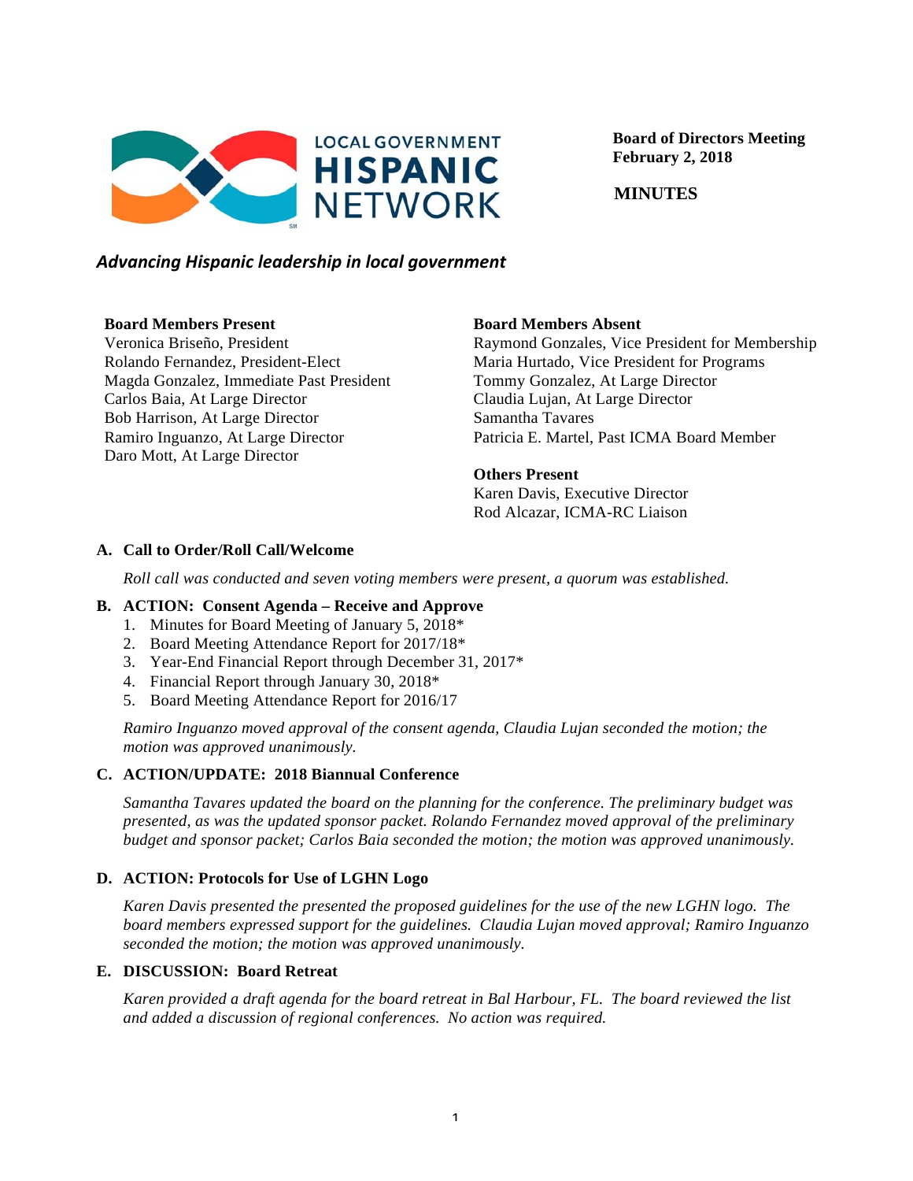**LOCAL GOVERNMENT HISPANIC NETWORK**

**Board of Directors Meeting**
**February 2, 2018**

**MINUTES**

***Advancing Hispanic leadership in local government***

**Board Members Present**
Veronica Briseño, President
Rolando Fernandez, President-Elect
Magda Gonzalez, Immediate Past President
Carlos Baia, At Large Director
Bob Harrison, At Large Director
Ramiro Inguanzo, At Large Director
Daro Mott, At Large Director

**Board Members Absent**
Raymond Gonzales, Vice President for Membership
Maria Hurtado, Vice President for Programs
Tommy Gonzalez, At Large Director
Claudia Lujan, At Large Director
Samantha Tavares
Patricia E. Martel, Past ICMA Board Member

**Others Present**
Karen Davis, Executive Director
Rod Alcazar, ICMA-RC Liaison

### A. Call to Order/Roll Call/Welcome

*Roll call was conducted and seven voting members were present, a quorum was established.*

### B. ACTION: Consent Agenda – Receive and Approve

1. Minutes for Board Meeting of January 5, 2018*
2. Board Meeting Attendance Report for 2017/18*
3. Year-End Financial Report through December 31, 2017*
4. Financial Report through January 30, 2018*
5. Board Meeting Attendance Report for 2016/17

*Ramiro Inguanzo moved approval of the consent agenda, Claudia Lujan seconded the motion; the motion was approved unanimously.*

### C. ACTION/UPDATE: 2018 Biannual Conference

*Samantha Tavares updated the board on the planning for the conference. The preliminary budget was presented, as was the updated sponsor packet. Rolando Fernandez moved approval of the preliminary budget and sponsor packet; Carlos Baia seconded the motion; the motion was approved unanimously.*

### D. ACTION: Protocols for Use of LGHN Logo

*Karen Davis presented the presented the proposed guidelines for the use of the new LGHN logo. The board members expressed support for the guidelines. Claudia Lujan moved approval; Ramiro Inguanzo seconded the motion; the motion was approved unanimously.*

### E. DISCUSSION: Board Retreat

*Karen provided a draft agenda for the board retreat in Bal Harbour, FL. The board reviewed the list and added a discussion of regional conferences. No action was required.*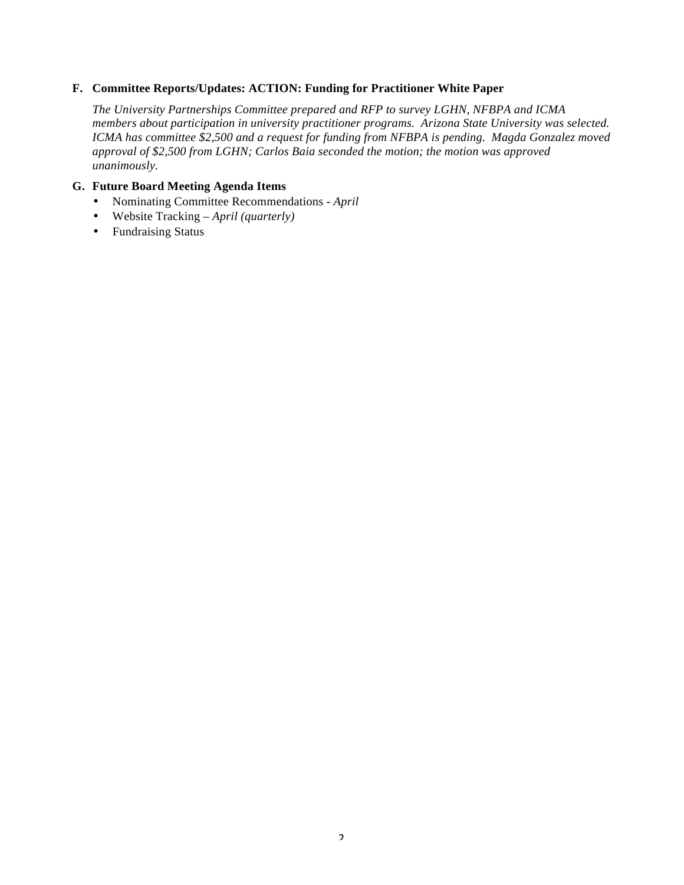**F. Committee Reports/Updates: ACTION: Funding for Practitioner White Paper**

*The University Partnerships Committee prepared and RFP to survey LGHN, NFBPA and ICMA members about participation in university practitioner programs. Arizona State University was selected. ICMA has committee $2,500 and a request for funding from NFBPA is pending. Magda Gonzalez moved approval of $2,500 from LGHN; Carlos Baia seconded the motion; the motion was approved unanimously.*

**G. Future Board Meeting Agenda Items**

- Nominating Committee Recommendations - *April*
- Website Tracking – *April (quarterly)*
- Fundraising Status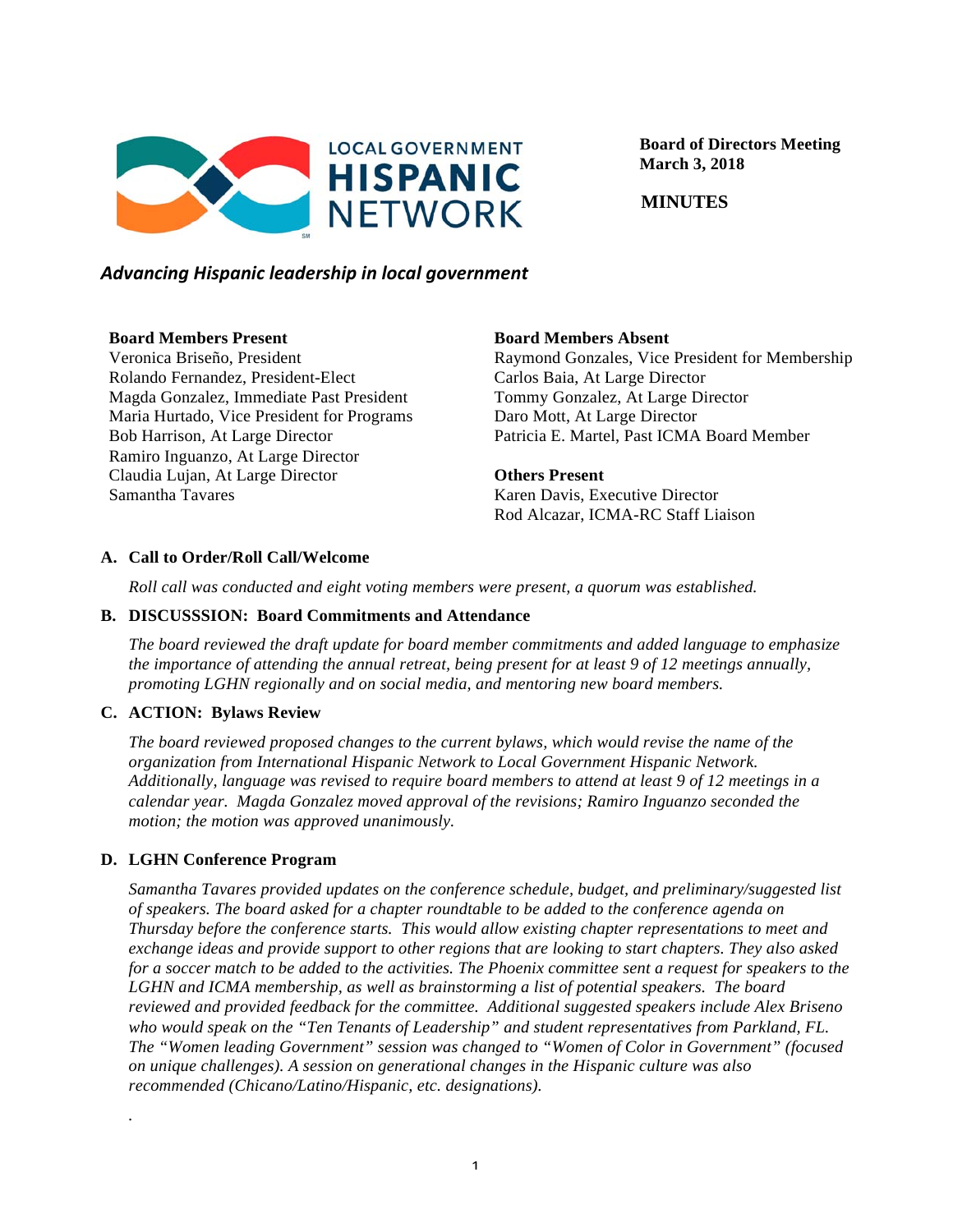LOCAL GOVERNMENT **HISPANIC** NETWORK

**Board of Directors Meeting**
**March 3, 2018**

**MINUTES**

***Advancing Hispanic leadership in local government***

**Board Members Present**
Veronica Briseño, President
Rolando Fernandez, President-Elect
Magda Gonzalez, Immediate Past President
Maria Hurtado, Vice President for Programs
Bob Harrison, At Large Director
Ramiro Inguanzo, At Large Director
Claudia Lujan, At Large Director
Samantha Tavares

**Board Members Absent**
Raymond Gonzales, Vice President for Membership
Carlos Baia, At Large Director
Tommy Gonzalez, At Large Director
Daro Mott, At Large Director
Patricia E. Martel, Past ICMA Board Member

**Others Present**
Karen Davis, Executive Director
Rod Alcazar, ICMA-RC Staff Liaison

### A. Call to Order/Roll Call/Welcome

*Roll call was conducted and eight voting members were present, a quorum was established.*

### B. DISCUSSSION: Board Commitments and Attendance

*The board reviewed the draft update for board member commitments and added language to emphasize the importance of attending the annual retreat, being present for at least 9 of 12 meetings annually, promoting LGHN regionally and on social media, and mentoring new board members.*

### C. ACTION: Bylaws Review

*The board reviewed proposed changes to the current bylaws, which would revise the name of the organization from International Hispanic Network to Local Government Hispanic Network. Additionally, language was revised to require board members to attend at least 9 of 12 meetings in a calendar year. Magda Gonzalez moved approval of the revisions; Ramiro Inguanzo seconded the motion; the motion was approved unanimously.*

### D. LGHN Conference Program

*Samantha Tavares provided updates on the conference schedule, budget, and preliminary/suggested list of speakers. The board asked for a chapter roundtable to be added to the conference agenda on Thursday before the conference starts. This would allow existing chapter representations to meet and exchange ideas and provide support to other regions that are looking to start chapters. They also asked for a soccer match to be added to the activities. The Phoenix committee sent a request for speakers to the LGHN and ICMA membership, as well as brainstorming a list of potential speakers. The board reviewed and provided feedback for the committee. Additional suggested speakers include Alex Briseno who would speak on the "Ten Tenants of Leadership" and student representatives from Parkland, FL. The "Women leading Government" session was changed to "Women of Color in Government" (focused on unique challenges). A session on generational changes in the Hispanic culture was also recommended (Chicano/Latino/Hispanic, etc. designations).*

.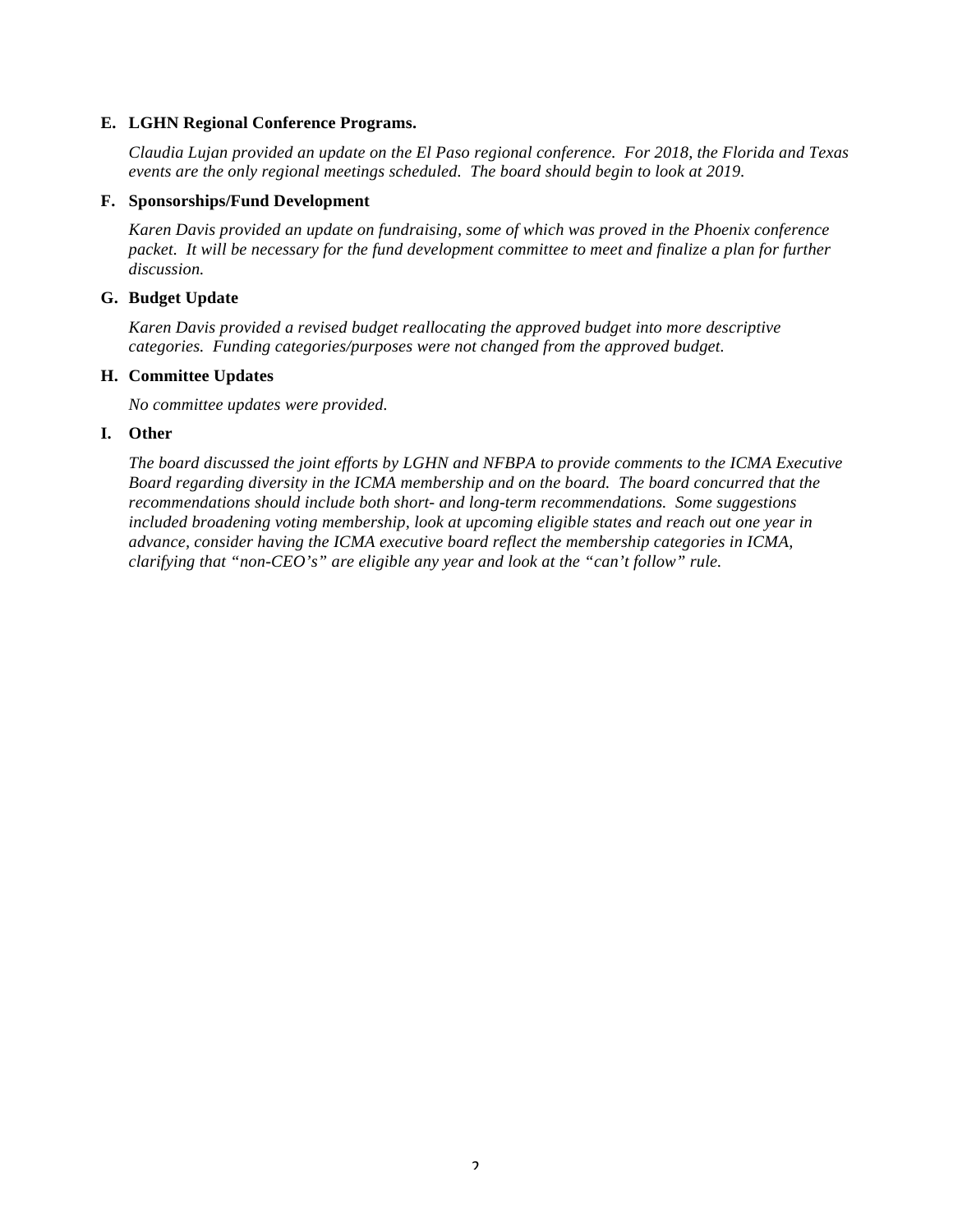**E. LGHN Regional Conference Programs.**

*Claudia Lujan provided an update on the El Paso regional conference. For 2018, the Florida and Texas events are the only regional meetings scheduled. The board should begin to look at 2019.*

**F. Sponsorships/Fund Development**

*Karen Davis provided an update on fundraising, some of which was proved in the Phoenix conference packet. It will be necessary for the fund development committee to meet and finalize a plan for further discussion.*

**G. Budget Update**

*Karen Davis provided a revised budget reallocating the approved budget into more descriptive categories. Funding categories/purposes were not changed from the approved budget.*

**H. Committee Updates**

*No committee updates were provided.*

**I. Other**

*The board discussed the joint efforts by LGHN and NFBPA to provide comments to the ICMA Executive Board regarding diversity in the ICMA membership and on the board. The board concurred that the recommendations should include both short- and long-term recommendations. Some suggestions included broadening voting membership, look at upcoming eligible states and reach out one year in advance, consider having the ICMA executive board reflect the membership categories in ICMA, clarifying that "non-CEO's" are eligible any year and look at the "can't follow" rule.*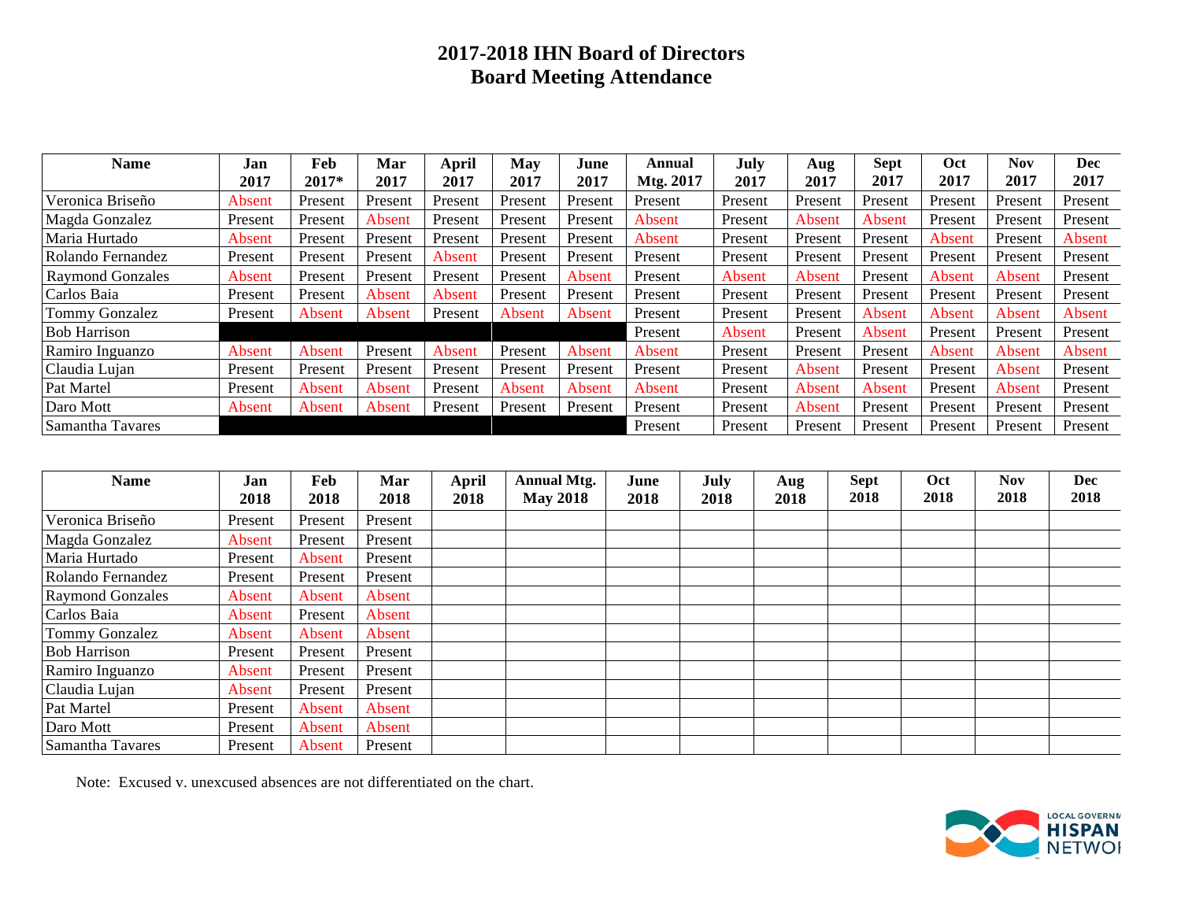# 2017-2018 IHN Board of Directors
## Board Meeting Attendance

| Name | Jan 2017 | Feb 2017* | Mar 2017 | April 2017 | May 2017 | June 2017 | Annual Mtg. 2017 | July 2017 | Aug 2017 | Sept 2017 | Oct 2017 | Nov 2017 | Dec 2017 |
|---|---|---|---|---|---|---|---|---|---|---|---|---|---|
| Veronica Briseño | Absent | Present | Present | Present | Present | Present | Present | Present | Present | Present | Present | Present | Present |
| Magda Gonzalez | Present | Present | Absent | Present | Present | Present | Absent | Present | Absent | Absent | Present | Present | Present |
| Maria Hurtado | Absent | Present | Present | Present | Present | Present | Absent | Present | Present | Present | Absent | Present | Absent |
| Rolando Fernandez | Present | Present | Present | Absent | Present | Present | Present | Present | Present | Present | Present | Present | Present |
| Raymond Gonzales | Absent | Present | Present | Present | Present | Absent | Present | Absent | Absent | Present | Absent | Absent | Present |
| Carlos Baia | Present | Present | Absent | Absent | Present | Present | Present | Present | Present | Present | Present | Present | Present |
| Tommy Gonzalez | Present | Absent | Absent | Present | Absent | Absent | Present | Present | Present | Absent | Absent | Absent | Absent |
| Bob Harrison | | | | | | | Present | Absent | Present | Absent | Present | Present | Present |
| Ramiro Inguanzo | Absent | Absent | Present | Absent | Present | Absent | Absent | Present | Present | Present | Absent | Absent | Absent |
| Claudia Lujan | Present | Present | Present | Present | Present | Present | Present | Present | Absent | Present | Present | Absent | Present |
| Pat Martel | Present | Absent | Absent | Present | Absent | Absent | Absent | Present | Absent | Absent | Present | Absent | Present |
| Daro Mott | Absent | Absent | Absent | Present | Present | Present | Present | Present | Absent | Present | Present | Present | Present |
| Samantha Tavares | | | | | | | Present | Present | Present | Present | Present | Present | Present |

| Name | Jan 2018 | Feb 2018 | Mar 2018 | April 2018 | Annual Mtg. May 2018 | June 2018 | July 2018 | Aug 2018 | Sept 2018 | Oct 2018 | Nov 2018 | Dec 2018 |
|---|---|---|---|---|---|---|---|---|---|---|---|---|
| Veronica Briseño | Present | Present | Present | | | | | | | | | |
| Magda Gonzalez | Absent | Present | Present | | | | | | | | | |
| Maria Hurtado | Present | Absent | Present | | | | | | | | | |
| Rolando Fernandez | Present | Present | Present | | | | | | | | | |
| Raymond Gonzales | Absent | Absent | Absent | | | | | | | | | |
| Carlos Baia | Absent | Present | Absent | | | | | | | | | |
| Tommy Gonzalez | Absent | Absent | Absent | | | | | | | | | |
| Bob Harrison | Present | Present | Present | | | | | | | | | |
| Ramiro Inguanzo | Absent | Present | Present | | | | | | | | | |
| Claudia Lujan | Absent | Present | Present | | | | | | | | | |
| Pat Martel | Present | Absent | Absent | | | | | | | | | |
| Daro Mott | Present | Absent | Absent | | | | | | | | | |
| Samantha Tavares | Present | Absent | Present | | | | | | | | | |

Note: Excused v. unexcused absences are not differentiated on the chart.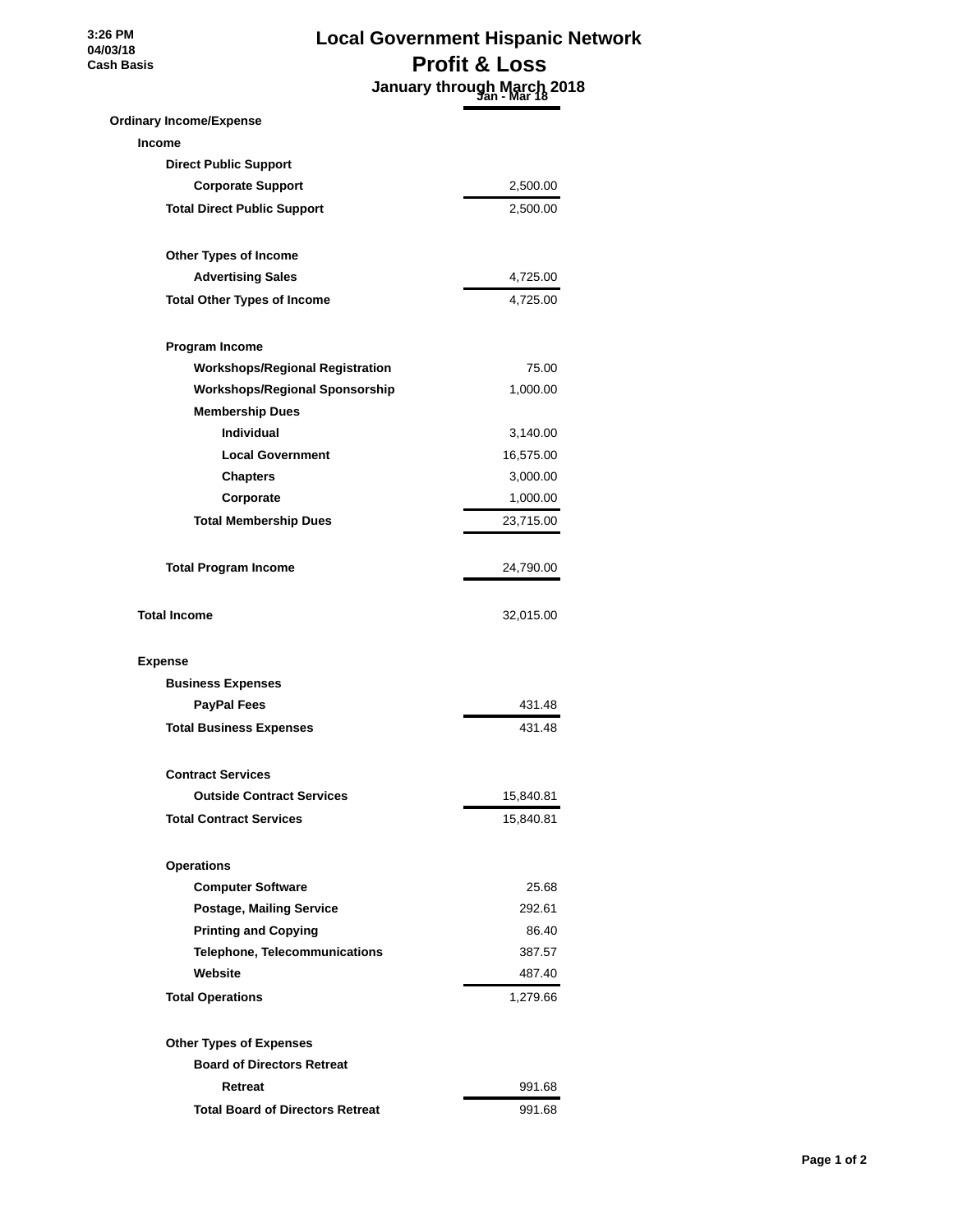3:26 PM
04/03/18
Cash Basis

# Local Government Hispanic Network
## Profit & Loss
### January through March 2018

| | Jan - Mar 18 |
|---|---|
| **Ordinary Income/Expense** | |
| **Income** | |
| **Direct Public Support** | |
| **Corporate Support** | 2,500.00 |
| **Total Direct Public Support** | 2,500.00 |
| | |
| **Other Types of Income** | |
| **Advertising Sales** | 4,725.00 |
| **Total Other Types of Income** | 4,725.00 |
| | |
| **Program Income** | |
| **Workshops/Regional Registration** | 75.00 |
| **Workshops/Regional Sponsorship** | 1,000.00 |
| **Membership Dues** | |
| **Individual** | 3,140.00 |
| **Local Government** | 16,575.00 |
| **Chapters** | 3,000.00 |
| **Corporate** | 1,000.00 |
| **Total Membership Dues** | 23,715.00 |
| | |
| **Total Program Income** | 24,790.00 |
| | |
| **Total Income** | 32,015.00 |
| | |
| **Expense** | |
| **Business Expenses** | |
| **PayPal Fees** | 431.48 |
| **Total Business Expenses** | 431.48 |
| | |
| **Contract Services** | |
| **Outside Contract Services** | 15,840.81 |
| **Total Contract Services** | 15,840.81 |
| | |
| **Operations** | |
| **Computer Software** | 25.68 |
| **Postage, Mailing Service** | 292.61 |
| **Printing and Copying** | 86.40 |
| **Telephone, Telecommunications** | 387.57 |
| **Website** | 487.40 |
| **Total Operations** | 1,279.66 |
| | |
| **Other Types of Expenses** | |
| **Board of Directors Retreat** | |
| **Retreat** | 991.68 |
| **Total Board of Directors Retreat** | 991.68 |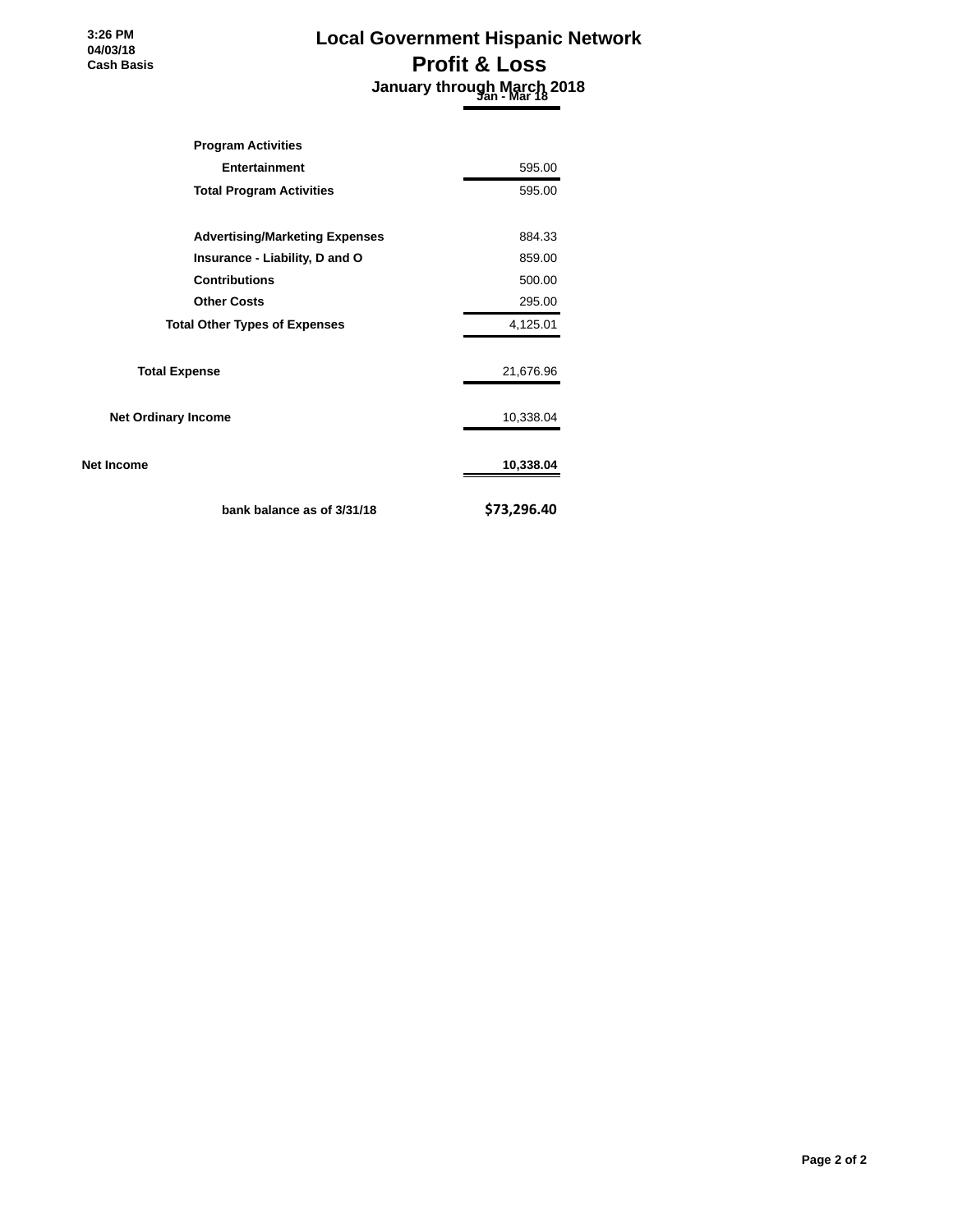3:26 PM
04/03/18
Cash Basis

# Local Government Hispanic Network
## Profit & Loss
### January through March 2018

| | Jan - Mar 18 |
|---|---|
| **Program Activities** | |
| **Entertainment** | 595.00 |
| **Total Program Activities** | 595.00 |
| | |
| **Advertising/Marketing Expenses** | 884.33 |
| **Insurance - Liability, D and O** | 859.00 |
| **Contributions** | 500.00 |
| **Other Costs** | 295.00 |
| **Total Other Types of Expenses** | 4,125.01 |
| | |
| **Total Expense** | 21,676.96 |
| | |
| **Net Ordinary Income** | 10,338.04 |
| | |
| **Net Income** | **10,338.04** |
| | |
| **bank balance as of 3/31/18** | **$73,296.40** |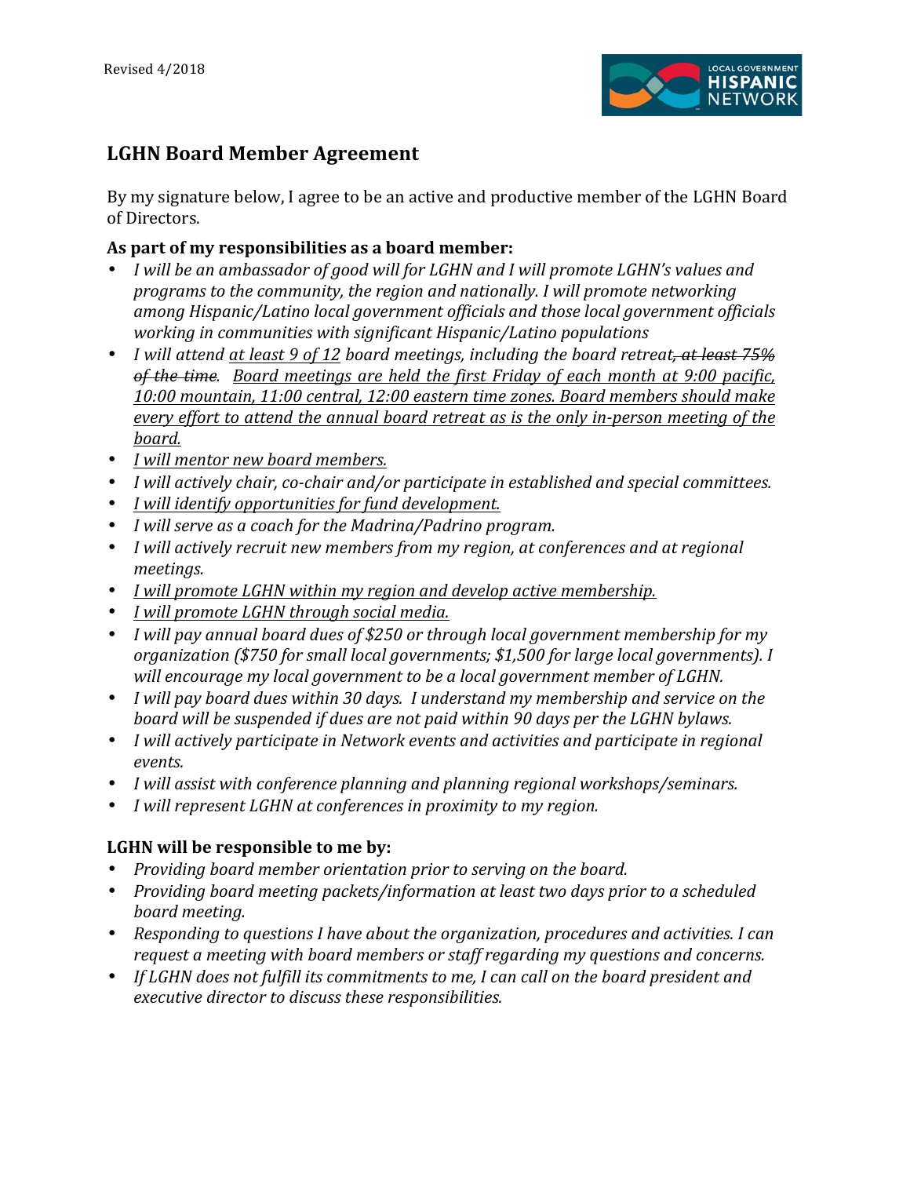Revised 4/2018

## LGHN Board Member Agreement

By my signature below, I agree to be an active and productive member of the LGHN Board of Directors.

**As part of my responsibilities as a board member:**

- *I will be an ambassador of good will for LGHN and I will promote LGHN's values and programs to the community, the region and nationally. I will promote networking among Hispanic/Latino local government officials and those local government officials working in communities with significant Hispanic/Latino populations*
- *I will attend <u>at least 9 of 12</u> board meetings, including the board retreat~~, at least 75% of the time~~. <u>Board meetings are held the first Friday of each month at 9:00 pacific, 10:00 mountain, 11:00 central, 12:00 eastern time zones. Board members should make every effort to attend the annual board retreat as is the only in-person meeting of the board.</u>*
- *<u>I will mentor new board members.</u>*
- *I will actively chair, co-chair and/or participate in established and special committees.*
- *<u>I will identify opportunities for fund development.</u>*
- *I will serve as a coach for the Madrina/Padrino program.*
- *I will actively recruit new members from my region, at conferences and at regional meetings.*
- *<u>I will promote LGHN within my region and develop active membership.</u>*
- *<u>I will promote LGHN through social media.</u>*
- *I will pay annual board dues of $250 or through local government membership for my organization ($750 for small local governments; $1,500 for large local governments). I will encourage my local government to be a local government member of LGHN.*
- *I will pay board dues within 30 days. I understand my membership and service on the board will be suspended if dues are not paid within 90 days per the LGHN bylaws.*
- *I will actively participate in Network events and activities and participate in regional events.*
- *I will assist with conference planning and planning regional workshops/seminars.*
- *I will represent LGHN at conferences in proximity to my region.*

**LGHN will be responsible to me by:**

- *Providing board member orientation prior to serving on the board.*
- *Providing board meeting packets/information at least two days prior to a scheduled board meeting.*
- *Responding to questions I have about the organization, procedures and activities. I can request a meeting with board members or staff regarding my questions and concerns.*
- *If LGHN does not fulfill its commitments to me, I can call on the board president and executive director to discuss these responsibilities.*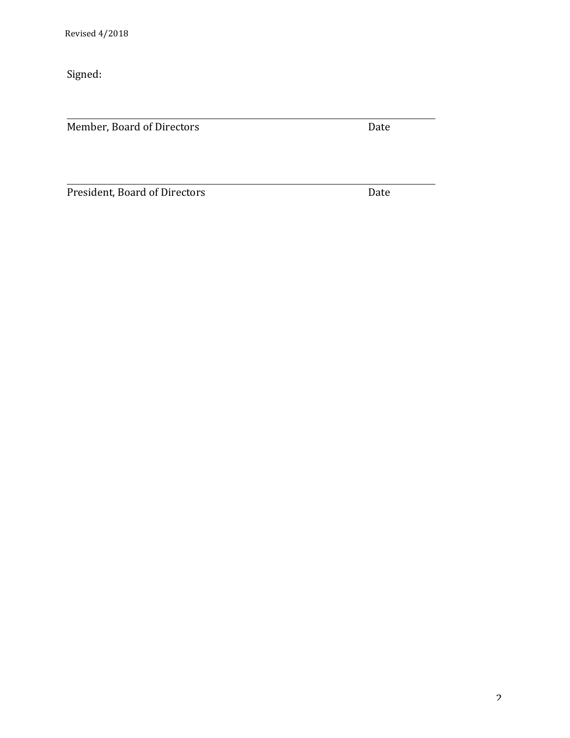Signed:

\_\_\_\_\_\_\_\_\_\_\_\_\_\_\_\_\_\_\_\_\_\_\_\_\_\_\_\_\_\_\_\_\_\_\_\_\_\_\_\_\_\_\_\_\_\_\_\_\_\_\_\_\_\_\_\_\_\_\_\_

Member, Board of Directors                                                  Date

\_\_\_\_\_\_\_\_\_\_\_\_\_\_\_\_\_\_\_\_\_\_\_\_\_\_\_\_\_\_\_\_\_\_\_\_\_\_\_\_\_\_\_\_\_\_\_\_\_\_\_\_\_\_\_\_\_\_\_\_

President, Board of Directors                                                  Date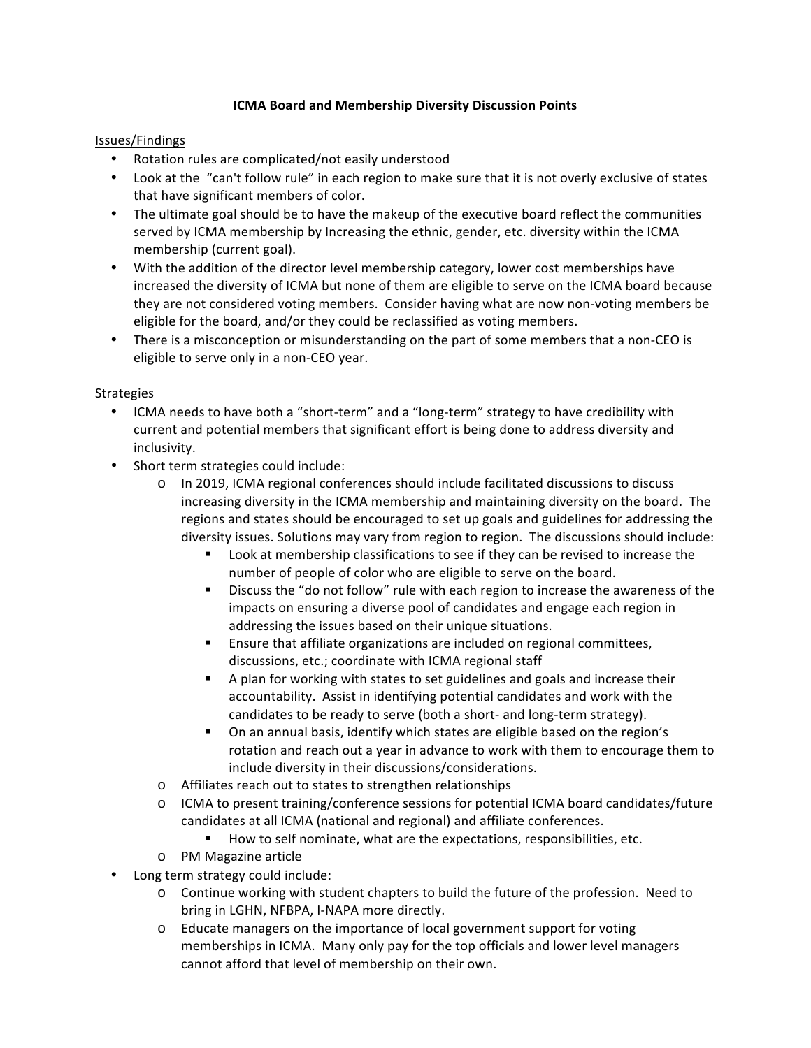**ICMA Board and Membership Diversity Discussion Points**

Issues/Findings

- Rotation rules are complicated/not easily understood
- Look at the "can't follow rule" in each region to make sure that it is not overly exclusive of states that have significant members of color.
- The ultimate goal should be to have the makeup of the executive board reflect the communities served by ICMA membership by Increasing the ethnic, gender, etc. diversity within the ICMA membership (current goal).
- With the addition of the director level membership category, lower cost memberships have increased the diversity of ICMA but none of them are eligible to serve on the ICMA board because they are not considered voting members. Consider having what are now non-voting members be eligible for the board, and/or they could be reclassified as voting members.
- There is a misconception or misunderstanding on the part of some members that a non-CEO is eligible to serve only in a non-CEO year.

Strategies

- ICMA needs to have both a "short-term" and a "long-term" strategy to have credibility with current and potential members that significant effort is being done to address diversity and inclusivity.
- Short term strategies could include:
  - In 2019, ICMA regional conferences should include facilitated discussions to discuss increasing diversity in the ICMA membership and maintaining diversity on the board. The regions and states should be encouraged to set up goals and guidelines for addressing the diversity issues. Solutions may vary from region to region. The discussions should include:
    - Look at membership classifications to see if they can be revised to increase the number of people of color who are eligible to serve on the board.
    - Discuss the "do not follow" rule with each region to increase the awareness of the impacts on ensuring a diverse pool of candidates and engage each region in addressing the issues based on their unique situations.
    - Ensure that affiliate organizations are included on regional committees, discussions, etc.; coordinate with ICMA regional staff
    - A plan for working with states to set guidelines and goals and increase their accountability. Assist in identifying potential candidates and work with the candidates to be ready to serve (both a short- and long-term strategy).
    - On an annual basis, identify which states are eligible based on the region's rotation and reach out a year in advance to work with them to encourage them to include diversity in their discussions/considerations.
  - Affiliates reach out to states to strengthen relationships
  - ICMA to present training/conference sessions for potential ICMA board candidates/future candidates at all ICMA (national and regional) and affiliate conferences.
    - How to self nominate, what are the expectations, responsibilities, etc.
  - PM Magazine article
- Long term strategy could include:
  - Continue working with student chapters to build the future of the profession. Need to bring in LGHN, NFBPA, I-NAPA more directly.
  - Educate managers on the importance of local government support for voting memberships in ICMA. Many only pay for the top officials and lower level managers cannot afford that level of membership on their own.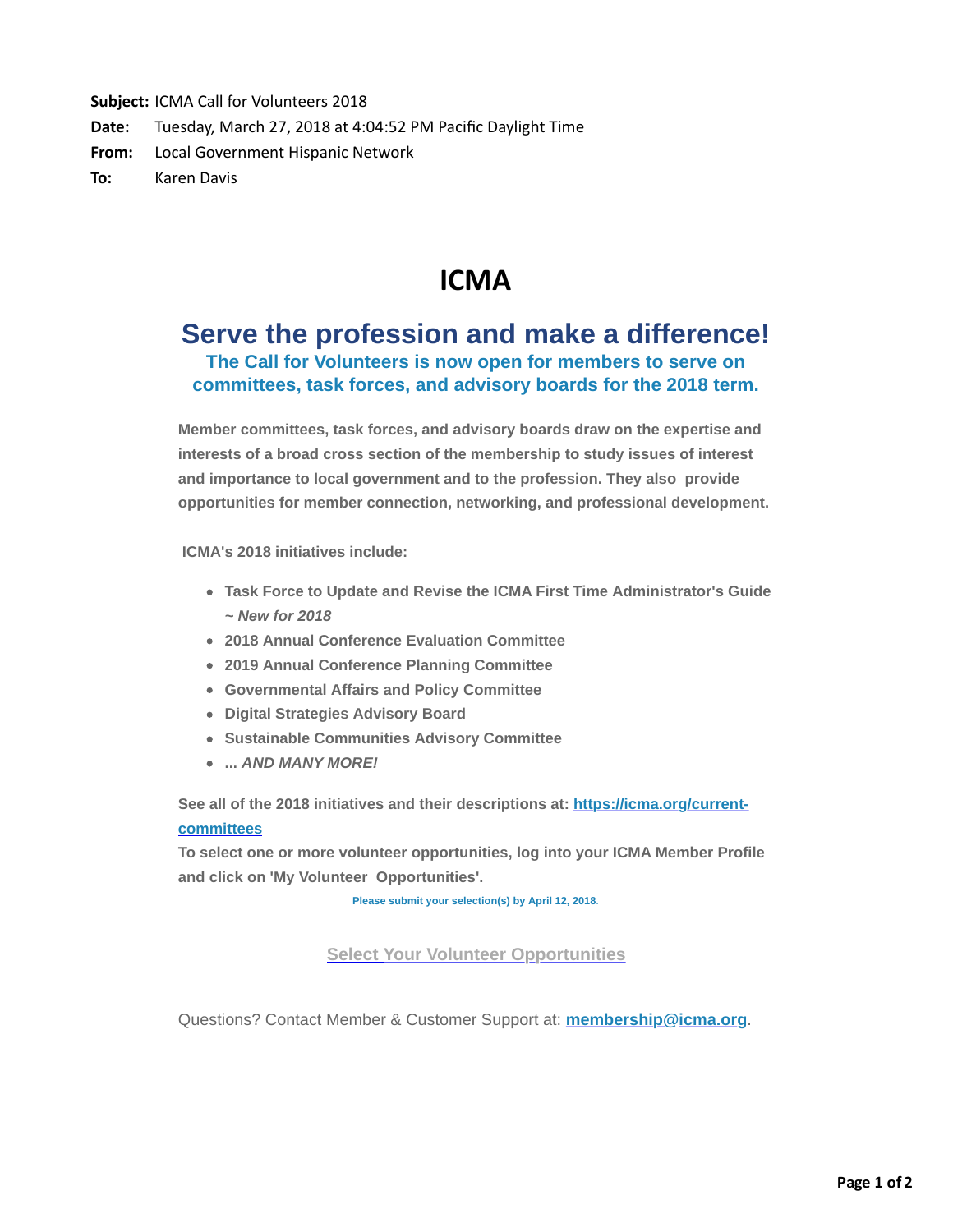**Subject:** ICMA Call for Volunteers 2018
**Date:** Tuesday, March 27, 2018 at 4:04:52 PM Pacific Daylight Time
**From:** Local Government Hispanic Network
**To:** Karen Davis

# ICMA

## Serve the profession and make a difference!

### The Call for Volunteers is now open for members to serve on committees, task forces, and advisory boards for the 2018 term.

**Member committees, task forces, and advisory boards draw on the expertise and interests of a broad cross section of the membership to study issues of interest and importance to local government and to the profession. They also provide opportunities for member connection, networking, and professional development.**

**ICMA's 2018 initiatives include:**

- **Task Force to Update and Revise the ICMA First Time Administrator's Guide** ***~ New for 2018***
- **2018 Annual Conference Evaluation Committee**
- **2019 Annual Conference Planning Committee**
- **Governmental Affairs and Policy Committee**
- **Digital Strategies Advisory Board**
- **Sustainable Communities Advisory Committee**
- **...** ***AND MANY MORE!***

**See all of the 2018 initiatives and their descriptions at: [https://icma.org/current-committees](https://icma.org/current-committees)**
**To select one or more volunteer opportunities, log into your ICMA Member Profile and click on 'My Volunteer Opportunities'.**

**Please submit your selection(s) by April 12, 2018.**

**Select Your Volunteer Opportunities**

Questions? Contact Member & Customer Support at: **[membership@icma.org](mailto:membership@icma.org)**.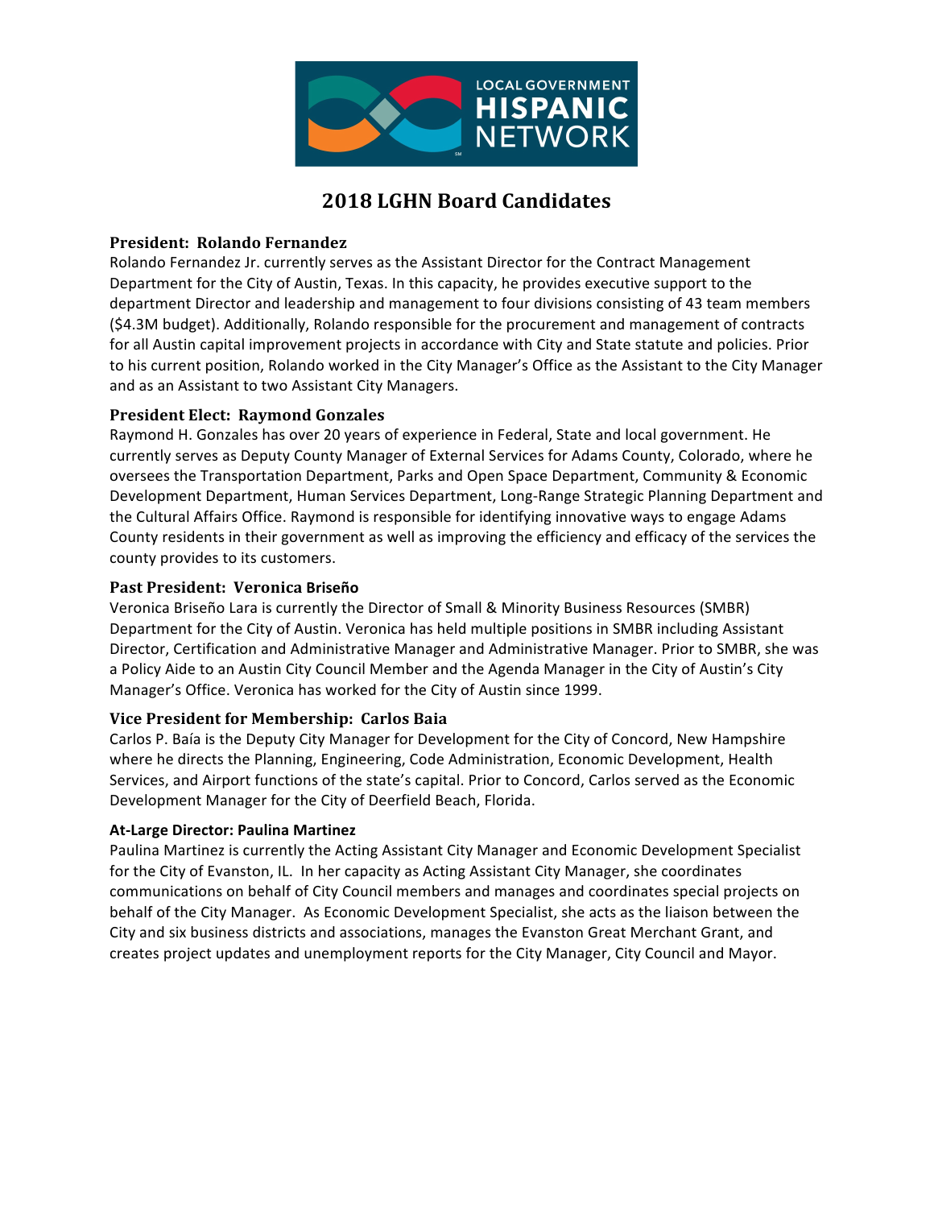LOCAL GOVERNMENT HISPANIC NETWORK

# 2018 LGHN Board Candidates

### President: Rolando Fernandez

Rolando Fernandez Jr. currently serves as the Assistant Director for the Contract Management Department for the City of Austin, Texas. In this capacity, he provides executive support to the department Director and leadership and management to four divisions consisting of 43 team members ($4.3M budget). Additionally, Rolando responsible for the procurement and management of contracts for all Austin capital improvement projects in accordance with City and State statute and policies. Prior to his current position, Rolando worked in the City Manager's Office as the Assistant to the City Manager and as an Assistant to two Assistant City Managers.

### President Elect: Raymond Gonzales

Raymond H. Gonzales has over 20 years of experience in Federal, State and local government. He currently serves as Deputy County Manager of External Services for Adams County, Colorado, where he oversees the Transportation Department, Parks and Open Space Department, Community & Economic Development Department, Human Services Department, Long-Range Strategic Planning Department and the Cultural Affairs Office. Raymond is responsible for identifying innovative ways to engage Adams County residents in their government as well as improving the efficiency and efficacy of the services the county provides to its customers.

### Past President: Veronica Briseño

Veronica Briseño Lara is currently the Director of Small & Minority Business Resources (SMBR) Department for the City of Austin. Veronica has held multiple positions in SMBR including Assistant Director, Certification and Administrative Manager and Administrative Manager. Prior to SMBR, she was a Policy Aide to an Austin City Council Member and the Agenda Manager in the City of Austin's City Manager's Office. Veronica has worked for the City of Austin since 1999.

### Vice President for Membership: Carlos Baia

Carlos P. Baía is the Deputy City Manager for Development for the City of Concord, New Hampshire where he directs the Planning, Engineering, Code Administration, Economic Development, Health Services, and Airport functions of the state's capital. Prior to Concord, Carlos served as the Economic Development Manager for the City of Deerfield Beach, Florida.

### At-Large Director: Paulina Martinez

Paulina Martinez is currently the Acting Assistant City Manager and Economic Development Specialist for the City of Evanston, IL. In her capacity as Acting Assistant City Manager, she coordinates communications on behalf of City Council members and manages and coordinates special projects on behalf of the City Manager. As Economic Development Specialist, she acts as the liaison between the City and six business districts and associations, manages the Evanston Great Merchant Grant, and creates project updates and unemployment reports for the City Manager, City Council and Mayor.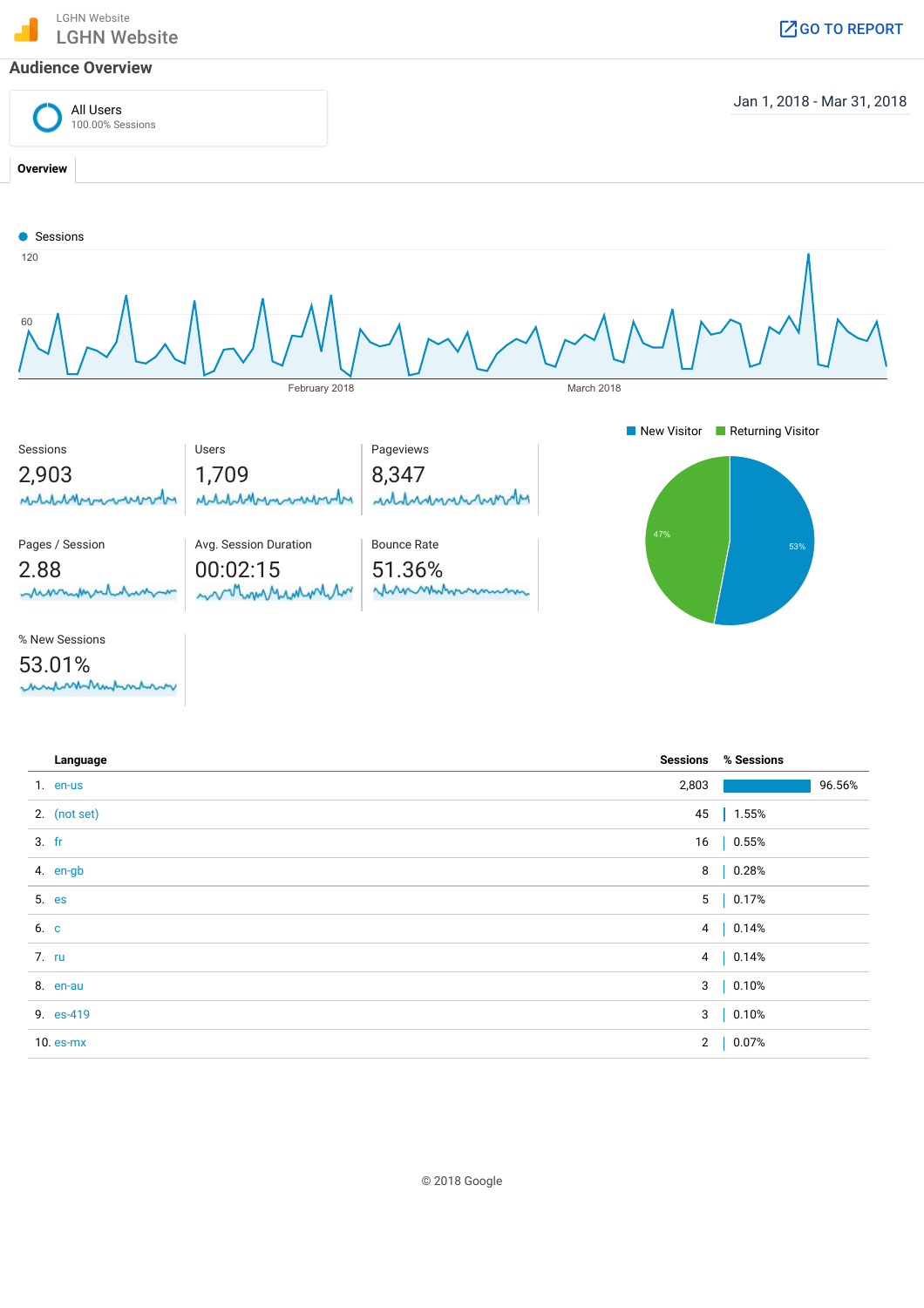LGHN Website

# LGHN Website

GO TO REPORT

## Audience Overview

All Users
100.00% Sessions

Jan 1, 2018 - Mar 31, 2018

**Overview**

Sessions

| Sessions | Users | Pageviews |
|---|---|---|
| 2,903 | 1,709 | 8,347 |

| Pages / Session | Avg. Session Duration | Bounce Rate |
|---|---|---|
| 2.88 | 00:02:15 | 51.36% |

| % New Sessions |
|---|
| 53.01% |

New Visitor: 53%
Returning Visitor: 47%

| | Language | Sessions | % Sessions |
|---|---|---|---|
| 1. | en-us | 2,803 | 96.56% |
| 2. | (not set) | 45 | 1.55% |
| 3. | fr | 16 | 0.55% |
| 4. | en-gb | 8 | 0.28% |
| 5. | es | 5 | 0.17% |
| 6. | c | 4 | 0.14% |
| 7. | ru | 4 | 0.14% |
| 8. | en-au | 3 | 0.10% |
| 9. | es-419 | 3 | 0.10% |
| 10. | es-mx | 2 | 0.07% |

© 2018 Google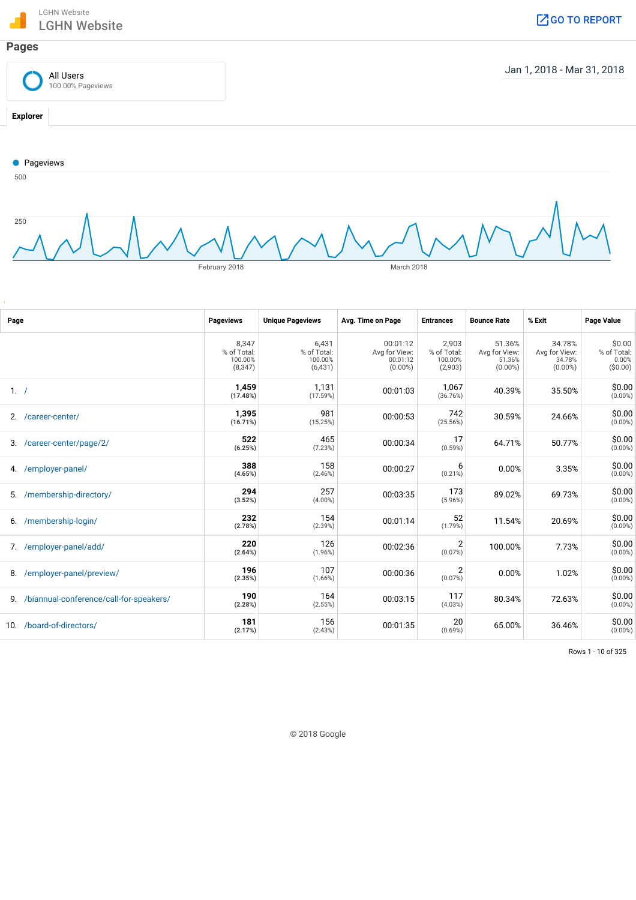LGHN Website

# LGHN Website

GO TO REPORT

## Pages

All Users
100.00% Pageviews

Jan 1, 2018 - Mar 31, 2018

Explorer

Pageviews

500

250

February 2018

March 2018

| Page | Pageviews | Unique Pageviews | Avg. Time on Page | Entrances | Bounce Rate | % Exit | Page Value |
|---|---|---|---|---|---|---|---|
| | 8,347 % of Total: 100.00% (8,347) | 6,431 % of Total: 100.00% (6,431) | 00:01:12 Avg for View: 00:01:12 (0.00%) | 2,903 % of Total: 100.00% (2,903) | 51.36% Avg for View: 51.36% (0.00%) | 34.78% Avg for View: 34.78% (0.00%) | $0.00 % of Total: 0.00% ($0.00) |
| 1. / | **1,459** **(17.48%)** | 1,131 (17.59%) | 00:01:03 | 1,067 (36.76%) | 40.39% | 35.50% | $0.00 (0.00%) |
| 2. /career-center/ | **1,395** **(16.71%)** | 981 (15.25%) | 00:00:53 | 742 (25.56%) | 30.59% | 24.66% | $0.00 (0.00%) |
| 3. /career-center/page/2/ | **522** **(6.25%)** | 465 (7.23%) | 00:00:34 | 17 (0.59%) | 64.71% | 50.77% | $0.00 (0.00%) |
| 4. /employer-panel/ | **388** **(4.65%)** | 158 (2.46%) | 00:00:27 | 6 (0.21%) | 0.00% | 3.35% | $0.00 (0.00%) |
| 5. /membership-directory/ | **294** **(3.52%)** | 257 (4.00%) | 00:03:35 | 173 (5.96%) | 89.02% | 69.73% | $0.00 (0.00%) |
| 6. /membership-login/ | **232** **(2.78%)** | 154 (2.39%) | 00:01:14 | 52 (1.79%) | 11.54% | 20.69% | $0.00 (0.00%) |
| 7. /employer-panel/add/ | **220** **(2.64%)** | 126 (1.96%) | 00:02:36 | 2 (0.07%) | 100.00% | 7.73% | $0.00 (0.00%) |
| 8. /employer-panel/preview/ | **196** **(2.35%)** | 107 (1.66%) | 00:00:36 | 2 (0.07%) | 0.00% | 1.02% | $0.00 (0.00%) |
| 9. /biannual-conference/call-for-speakers/ | **190** **(2.28%)** | 164 (2.55%) | 00:03:15 | 117 (4.03%) | 80.34% | 72.63% | $0.00 (0.00%) |
| 10. /board-of-directors/ | **181** **(2.17%)** | 156 (2.43%) | 00:01:35 | 20 (0.69%) | 65.00% | 36.46% | $0.00 (0.00%) |

Rows 1 - 10 of 325

© 2018 Google